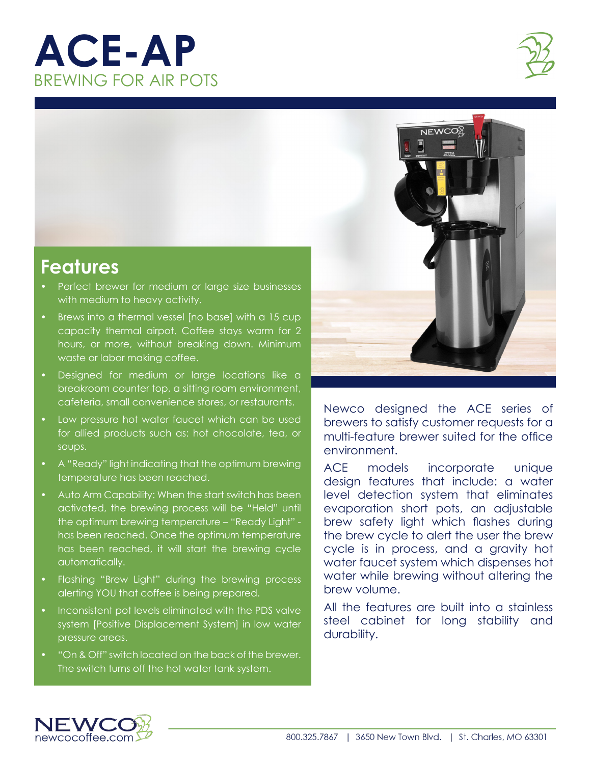# ACE-AP

## BREWING FOR AIR POTS

## Features

- Perfect brewer for medium or large size businesses with medium to heavy activity.
- Brews into a thermal vessel [no base] with a 15 cup capacity thermal airpot. Coffee stays warm for 2 hours, or more, without breaking down. Minimum waste or labor making coffee.
- Designed for medium or large locations like a breakroom counter top, a sitting room environment, cafeteria, small convenience stores, or restaurants.
- Low pressure hot water faucet which can be used for allied products such as: hot chocolate, tea, or soups.
- A "Ready" light indicating that the optimum brewing temperature has been reached.
- Auto Arm Capability: When the start switch has been activated, the brewing process will be "Held" until the optimum brewing temperature – "Ready Light" - has been reached. Once the optimum temperature has been reached, it will start the brewing cycle automatically.
- Flashing "Brew Light" during the brewing process alerting YOU that coffee is being prepared.
- Inconsistent pot levels eliminated with the PDS valve system [Positive Displacement System] in low water pressure areas.
- "On & Off" switch located on the back of the brewer. The switch turns off the hot water tank system.

Newco designed the ACE series of brewers to satisfy customer requests for a multi-feature brewer suited for the office environment.

ACE models incorporate unique design features that include: a water level detection system that eliminates evaporation short pots, an adjustable brew safety light which flashes during the brew cycle to alert the user the brew cycle is in process, and a gravity hot water faucet system which dispenses hot water while brewing without altering the brew volume.

All the features are built into a stainless steel cabinet for long stability and durability.

NEWCO newcocoffee.com

800.325.7867 | 3650 New Town Blvd. | St. Charles, MO 63301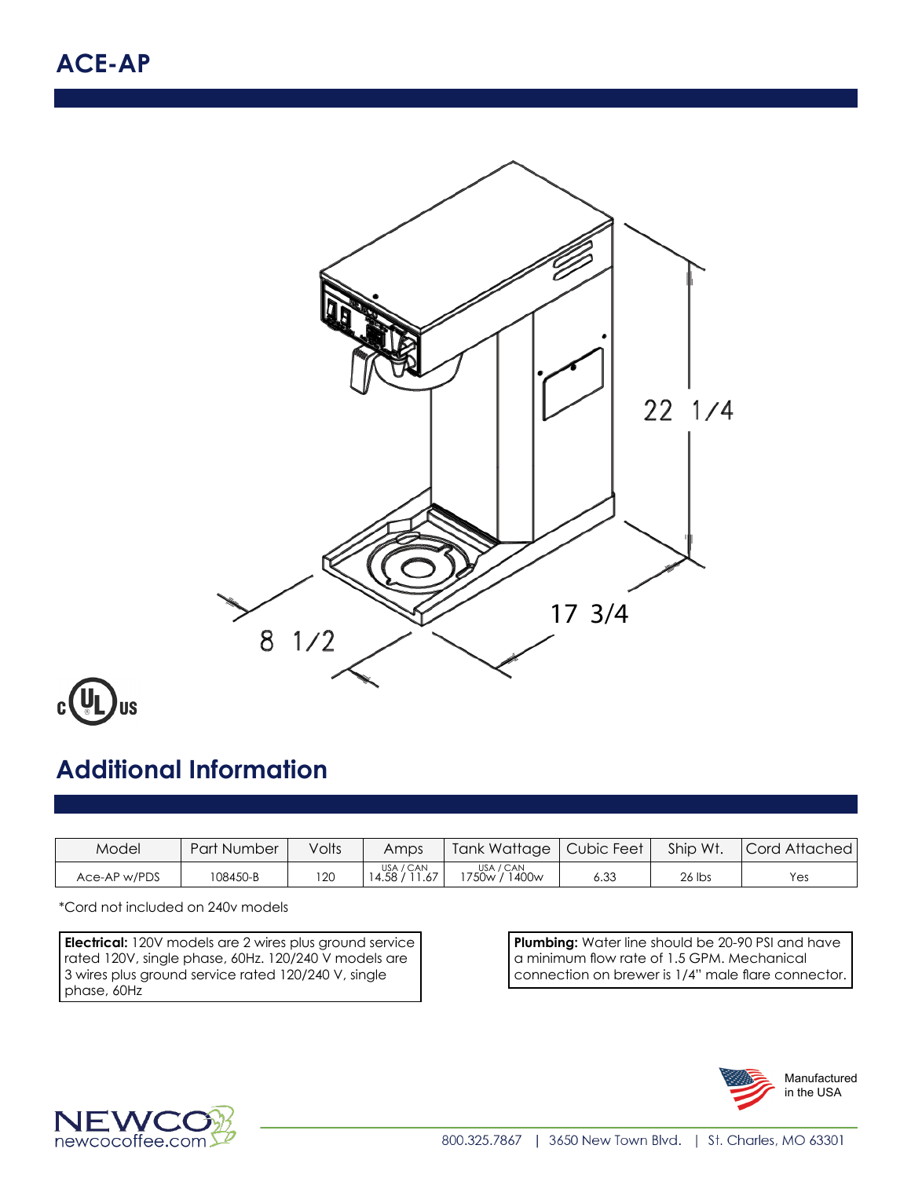# ACE-AP

22 1/4

17 3/4

8 1/2

## Additional Information

| Model | Part Number | Volts | Amps | Tank Wattage | Cubic Feet | Ship Wt. | Cord Attached |
|---|---|---|---|---|---|---|---|
| Ace-AP w/PDS | 108450-B | 120 | USA / CAN 14.58 / 11.67 | USA / CAN 1750w / 1400w | 6.33 | 26 lbs | Yes |

*Cord not included on 240v models

**Electrical:** 120V models are 2 wires plus ground service rated 120V, single phase, 60Hz. 120/240 V models are 3 wires plus ground service rated 120/240 V, single phase, 60Hz

**Plumbing:** Water line should be 20-90 PSI and have a minimum flow rate of 1.5 GPM. Mechanical connection on brewer is 1/4" male flare connector.

Manufactured in the USA

NEWCO newcocoffee.com

800.325.7867 | 3650 New Town Blvd. | St. Charles, MO 63301